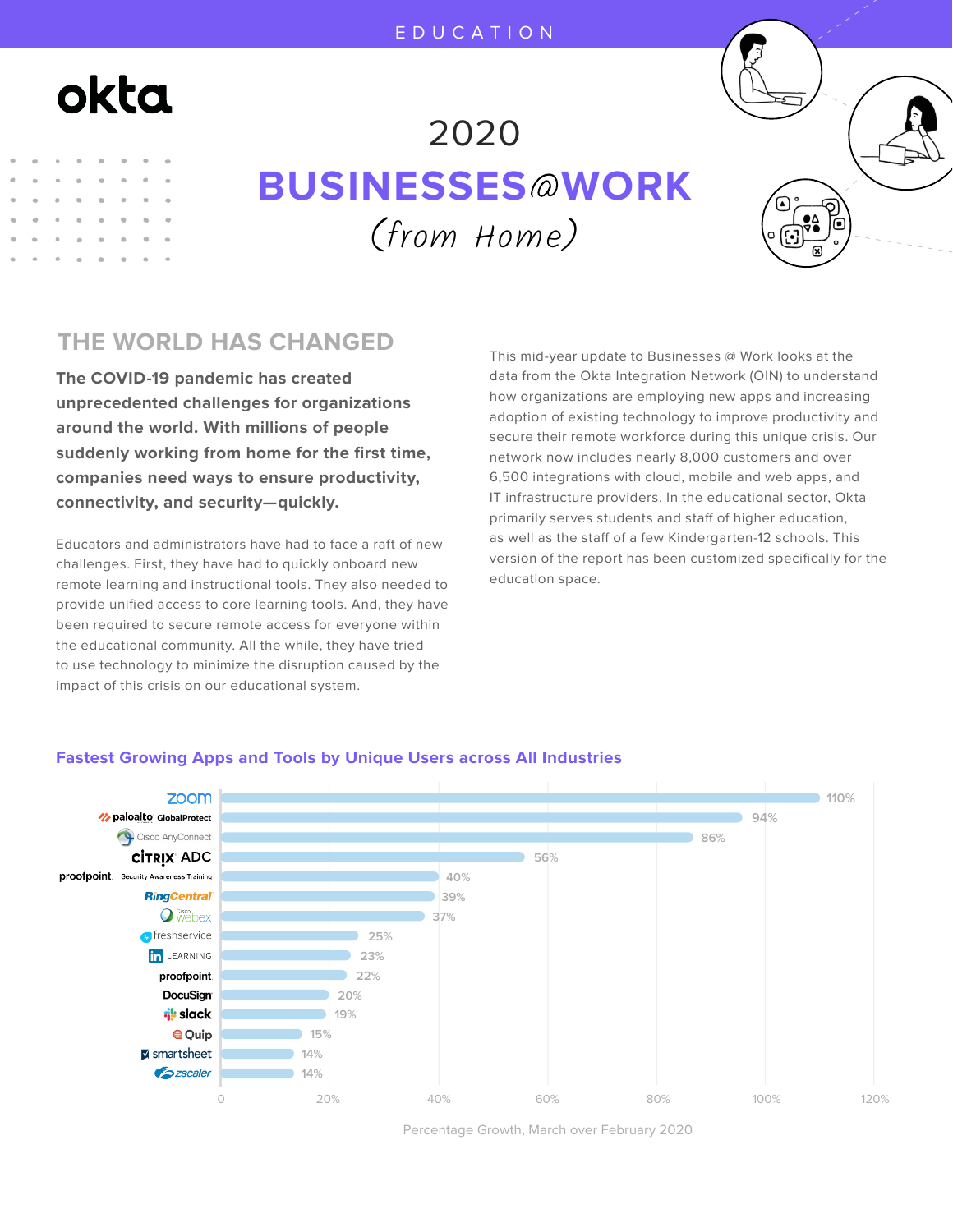EDUCATION

okta

# 2020 BUSINESSES@WORK (from Home)

## THE WORLD HAS CHANGED

**The COVID-19 pandemic has created unprecedented challenges for organizations around the world. With millions of people suddenly working from home for the first time, companies need ways to ensure productivity, connectivity, and security—quickly.**

Educators and administrators have had to face a raft of new challenges. First, they have had to quickly onboard new remote learning and instructional tools. They also needed to provide unified access to core learning tools. And, they have been required to secure remote access for everyone within the educational community. All the while, they have tried to use technology to minimize the disruption caused by the impact of this crisis on our educational system.

This mid-year update to Businesses @ Work looks at the data from the Okta Integration Network (OIN) to understand how organizations are employing new apps and increasing adoption of existing technology to improve productivity and secure their remote workforce during this unique crisis. Our network now includes nearly 8,000 customers and over 6,500 integrations with cloud, mobile and web apps, and IT infrastructure providers. In the educational sector, Okta primarily serves students and staff of higher education, as well as the staff of a few Kindergarten-12 schools. This version of the report has been customized specifically for the education space.

### Fastest Growing Apps and Tools by Unique Users across All Industries

| App / Tool | Percentage Growth, March over February 2020 |
| --- | --- |
| zoom | 110% |
| paloalto GlobalProtect | 94% |
| Cisco AnyConnect | 86% |
| CITRIX ADC | 56% |
| proofpoint Security Awareness Training | 40% |
| RingCentral | 39% |
| Cisco Webex | 37% |
| freshservice | 25% |
| LinkedIn LEARNING | 23% |
| proofpoint | 22% |
| DocuSign | 20% |
| slack | 19% |
| Quip | 15% |
| smartsheet | 14% |
| zscaler | 14% |

Percentage Growth, March over February 2020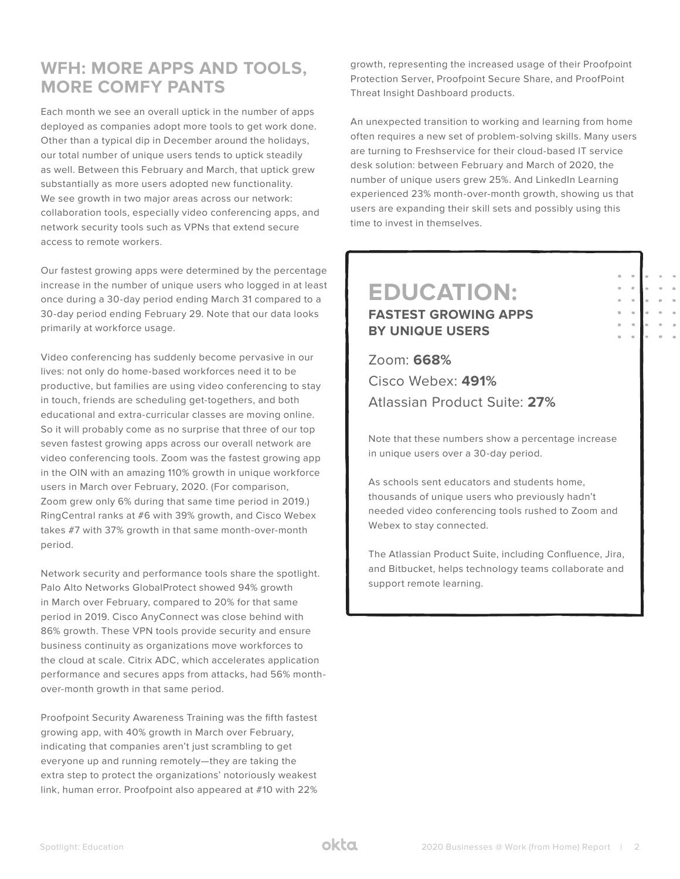## WFH: MORE APPS AND TOOLS, MORE COMFY PANTS

Each month we see an overall uptick in the number of apps deployed as companies adopt more tools to get work done. Other than a typical dip in December around the holidays, our total number of unique users tends to uptick steadily as well. Between this February and March, that uptick grew substantially as more users adopted new functionality. We see growth in two major areas across our network: collaboration tools, especially video conferencing apps, and network security tools such as VPNs that extend secure access to remote workers.

Our fastest growing apps were determined by the percentage increase in the number of unique users who logged in at least once during a 30-day period ending March 31 compared to a 30-day period ending February 29. Note that our data looks primarily at workforce usage.

Video conferencing has suddenly become pervasive in our lives: not only do home-based workforces need it to be productive, but families are using video conferencing to stay in touch, friends are scheduling get-togethers, and both educational and extra-curricular classes are moving online. So it will probably come as no surprise that three of our top seven fastest growing apps across our overall network are video conferencing tools. Zoom was the fastest growing app in the OIN with an amazing 110% growth in unique workforce users in March over February, 2020. (For comparison, Zoom grew only 6% during that same time period in 2019.) RingCentral ranks at #6 with 39% growth, and Cisco Webex takes #7 with 37% growth in that same month-over-month period.

Network security and performance tools share the spotlight. Palo Alto Networks GlobalProtect showed 94% growth in March over February, compared to 20% for that same period in 2019. Cisco AnyConnect was close behind with 86% growth. These VPN tools provide security and ensure business continuity as organizations move workforces to the cloud at scale. Citrix ADC, which accelerates application performance and secures apps from attacks, had 56% month-over-month growth in that same period.

Proofpoint Security Awareness Training was the fifth fastest growing app, with 40% growth in March over February, indicating that companies aren't just scrambling to get everyone up and running remotely—they are taking the extra step to protect the organizations' notoriously weakest link, human error. Proofpoint also appeared at #10 with 22% growth, representing the increased usage of their Proofpoint Protection Server, Proofpoint Secure Share, and ProofPoint Threat Insight Dashboard products.

An unexpected transition to working and learning from home often requires a new set of problem-solving skills. Many users are turning to Freshservice for their cloud-based IT service desk solution: between February and March of 2020, the number of unique users grew 25%. And LinkedIn Learning experienced 23% month-over-month growth, showing us that users are expanding their skill sets and possibly using this time to invest in themselves.

## EDUCATION:

### FASTEST GROWING APPS BY UNIQUE USERS

Zoom: **668%**

Cisco Webex: **491%**

Atlassian Product Suite: **27%**

Note that these numbers show a percentage increase in unique users over a 30-day period.

As schools sent educators and students home, thousands of unique users who previously hadn't needed video conferencing tools rushed to Zoom and Webex to stay connected.

The Atlassian Product Suite, including Confluence, Jira, and Bitbucket, helps technology teams collaborate and support remote learning.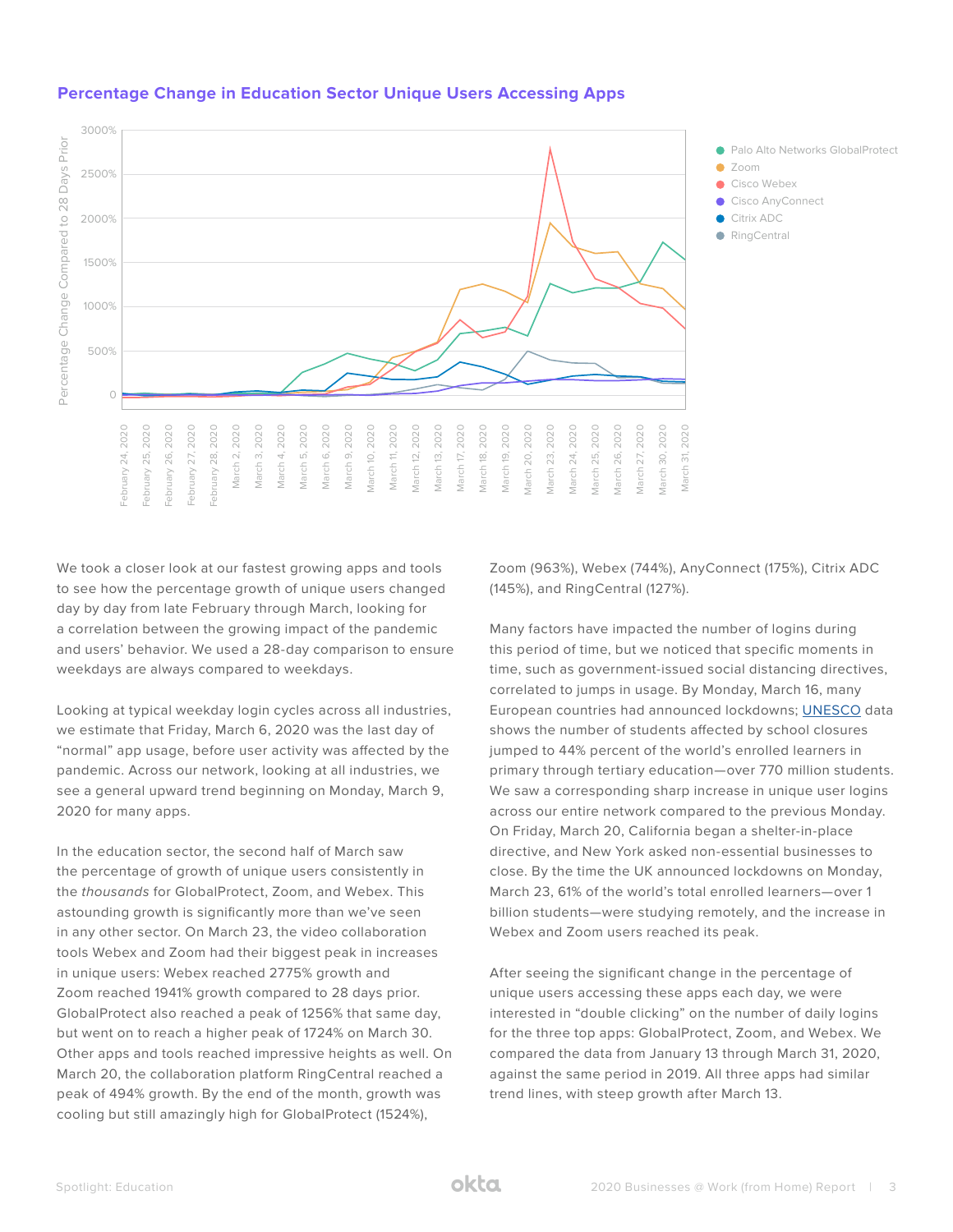### Percentage Change in Education Sector Unique Users Accessing Apps

We took a closer look at our fastest growing apps and tools to see how the percentage growth of unique users changed day by day from late February through March, looking for a correlation between the growing impact of the pandemic and users' behavior. We used a 28-day comparison to ensure weekdays are always compared to weekdays.

Looking at typical weekday login cycles across all industries, we estimate that Friday, March 6, 2020 was the last day of "normal" app usage, before user activity was affected by the pandemic. Across our network, looking at all industries, we see a general upward trend beginning on Monday, March 9, 2020 for many apps.

In the education sector, the second half of March saw the percentage of growth of unique users consistently in the *thousands* for GlobalProtect, Zoom, and Webex. This astounding growth is significantly more than we've seen in any other sector. On March 23, the video collaboration tools Webex and Zoom had their biggest peak in increases in unique users: Webex reached 2775% growth and Zoom reached 1941% growth compared to 28 days prior. GlobalProtect also reached a peak of 1256% that same day, but went on to reach a higher peak of 1724% on March 30. Other apps and tools reached impressive heights as well. On March 20, the collaboration platform RingCentral reached a peak of 494% growth. By the end of the month, growth was cooling but still amazingly high for GlobalProtect (1524%), Zoom (963%), Webex (744%), AnyConnect (175%), Citrix ADC (145%), and RingCentral (127%).

Many factors have impacted the number of logins during this period of time, but we noticed that specific moments in time, such as government-issued social distancing directives, correlated to jumps in usage. By Monday, March 16, many European countries had announced lockdowns; UNESCO data shows the number of students affected by school closures jumped to 44% percent of the world's enrolled learners in primary through tertiary education—over 770 million students. We saw a corresponding sharp increase in unique user logins across our entire network compared to the previous Monday. On Friday, March 20, California began a shelter-in-place directive, and New York asked non-essential businesses to close. By the time the UK announced lockdowns on Monday, March 23, 61% of the world's total enrolled learners—over 1 billion students—were studying remotely, and the increase in Webex and Zoom users reached its peak.

After seeing the significant change in the percentage of unique users accessing these apps each day, we were interested in "double clicking" on the number of daily logins for the three top apps: GlobalProtect, Zoom, and Webex. We compared the data from January 13 through March 31, 2020, against the same period in 2019. All three apps had similar trend lines, with steep growth after March 13.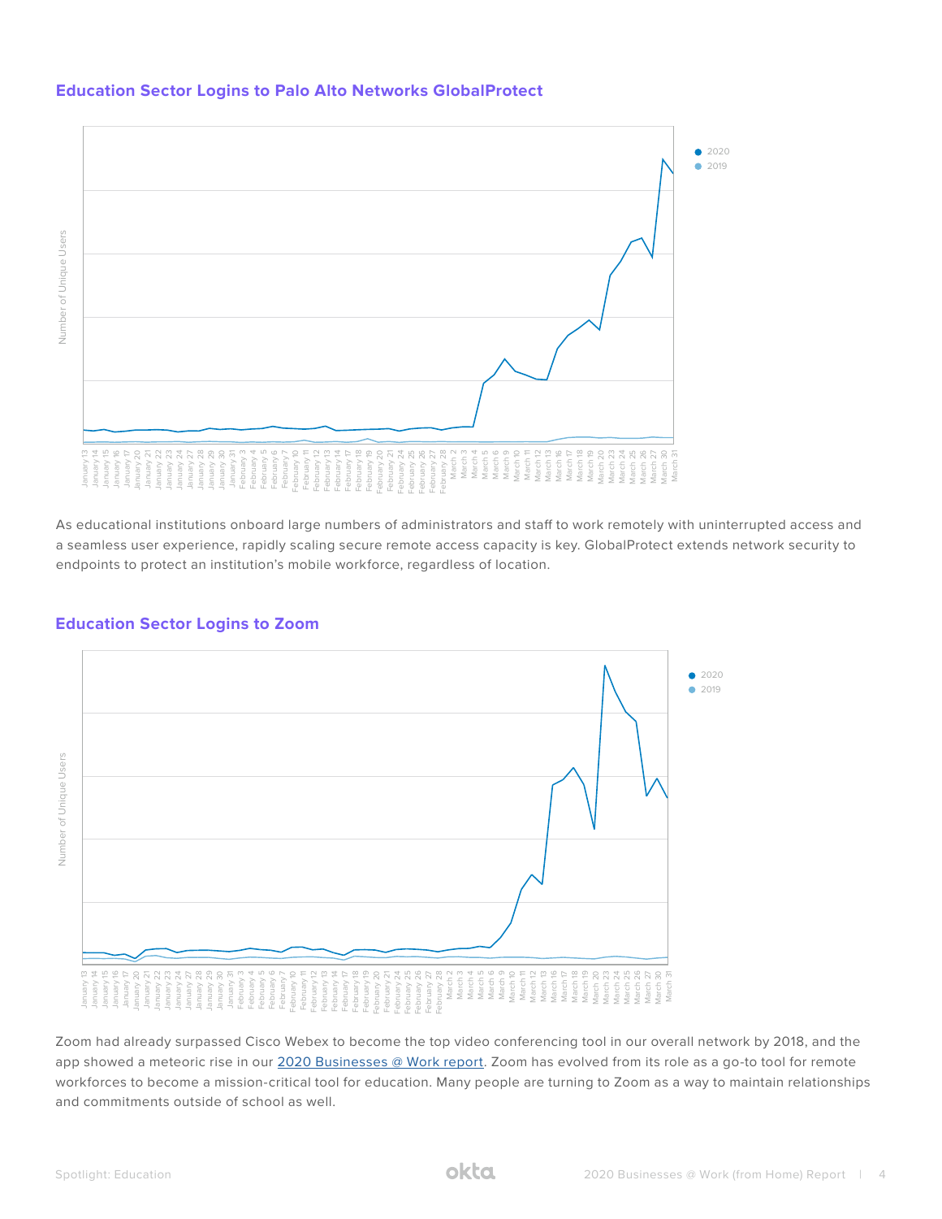### Education Sector Logins to Palo Alto Networks GlobalProtect

As educational institutions onboard large numbers of administrators and staff to work remotely with uninterrupted access and a seamless user experience, rapidly scaling secure remote access capacity is key. GlobalProtect extends network security to endpoints to protect an institution's mobile workforce, regardless of location.

### Education Sector Logins to Zoom

Zoom had already surpassed Cisco Webex to become the top video conferencing tool in our overall network by 2018, and the app showed a meteoric rise in our [2020 Businesses @ Work report](). Zoom has evolved from its role as a go-to tool for remote workforces to become a mission-critical tool for education. Many people are turning to Zoom as a way to maintain relationships and commitments outside of school as well.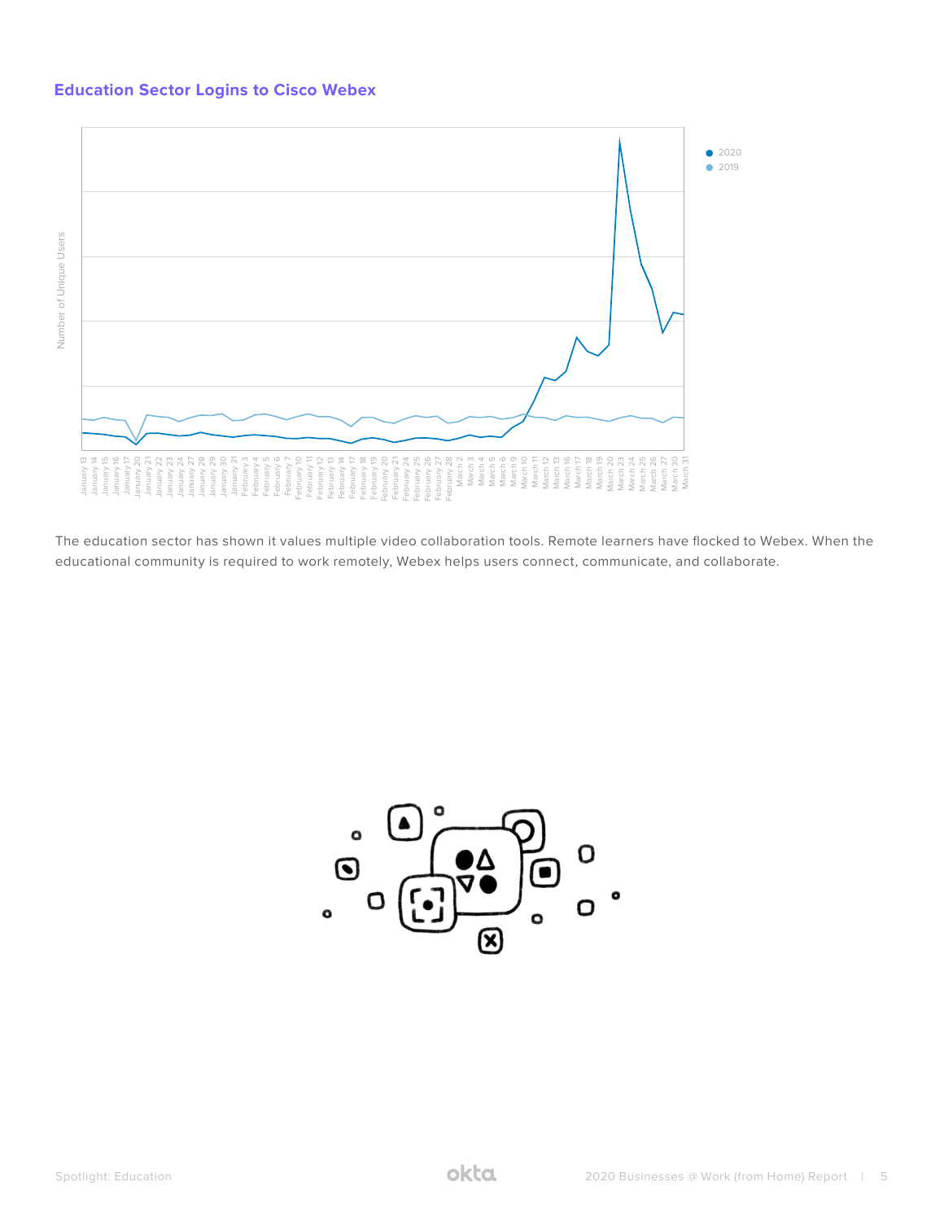### Education Sector Logins to Cisco Webex

The education sector has shown it values multiple video collaboration tools. Remote learners have flocked to Webex. When the educational community is required to work remotely, Webex helps users connect, communicate, and collaborate.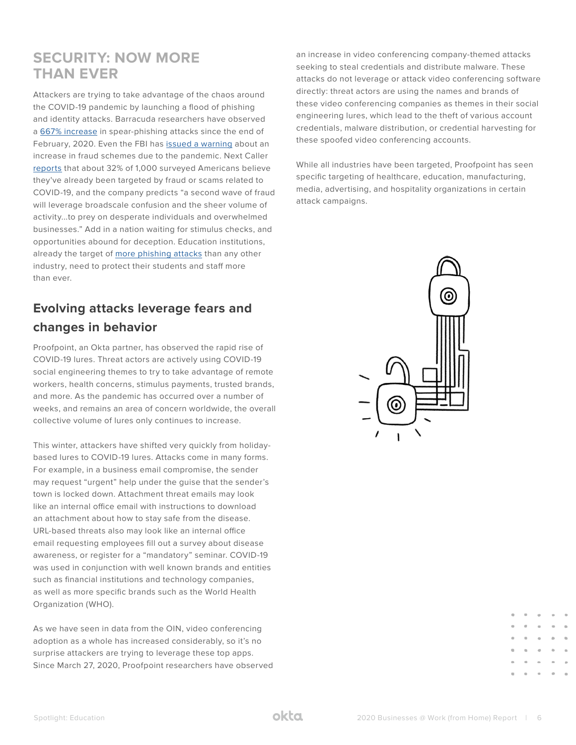## SECURITY: NOW MORE THAN EVER

Attackers are trying to take advantage of the chaos around the COVID-19 pandemic by launching a flood of phishing and identity attacks. Barracuda researchers have observed a 667% increase in spear-phishing attacks since the end of February, 2020. Even the FBI has issued a warning about an increase in fraud schemes due to the pandemic. Next Caller reports that about 32% of 1,000 surveyed Americans believe they've already been targeted by fraud or scams related to COVID-19, and the company predicts "a second wave of fraud will leverage broadscale confusion and the sheer volume of activity...to prey on desperate individuals and overwhelmed businesses." Add in a nation waiting for stimulus checks, and opportunities abound for deception. Education institutions, already the target of more phishing attacks than any other industry, need to protect their students and staff more than ever.

### Evolving attacks leverage fears and changes in behavior

Proofpoint, an Okta partner, has observed the rapid rise of COVID-19 lures. Threat actors are actively using COVID-19 social engineering themes to try to take advantage of remote workers, health concerns, stimulus payments, trusted brands, and more. As the pandemic has occurred over a number of weeks, and remains an area of concern worldwide, the overall collective volume of lures only continues to increase.

This winter, attackers have shifted very quickly from holiday-based lures to COVID-19 lures. Attacks come in many forms. For example, in a business email compromise, the sender may request "urgent" help under the guise that the sender's town is locked down. Attachment threat emails may look like an internal office email with instructions to download an attachment about how to stay safe from the disease. URL-based threats also may look like an internal office email requesting employees fill out a survey about disease awareness, or register for a "mandatory" seminar. COVID-19 was used in conjunction with well known brands and entities such as financial institutions and technology companies, as well as more specific brands such as the World Health Organization (WHO).

As we have seen in data from the OIN, video conferencing adoption as a whole has increased considerably, so it's no surprise attackers are trying to leverage these top apps. Since March 27, 2020, Proofpoint researchers have observed an increase in video conferencing company-themed attacks seeking to steal credentials and distribute malware. These attacks do not leverage or attack video conferencing software directly: threat actors are using the names and brands of these video conferencing companies as themes in their social engineering lures, which lead to the theft of various account credentials, malware distribution, or credential harvesting for these spoofed video conferencing accounts.

While all industries have been targeted, Proofpoint has seen specific targeting of healthcare, education, manufacturing, media, advertising, and hospitality organizations in certain attack campaigns.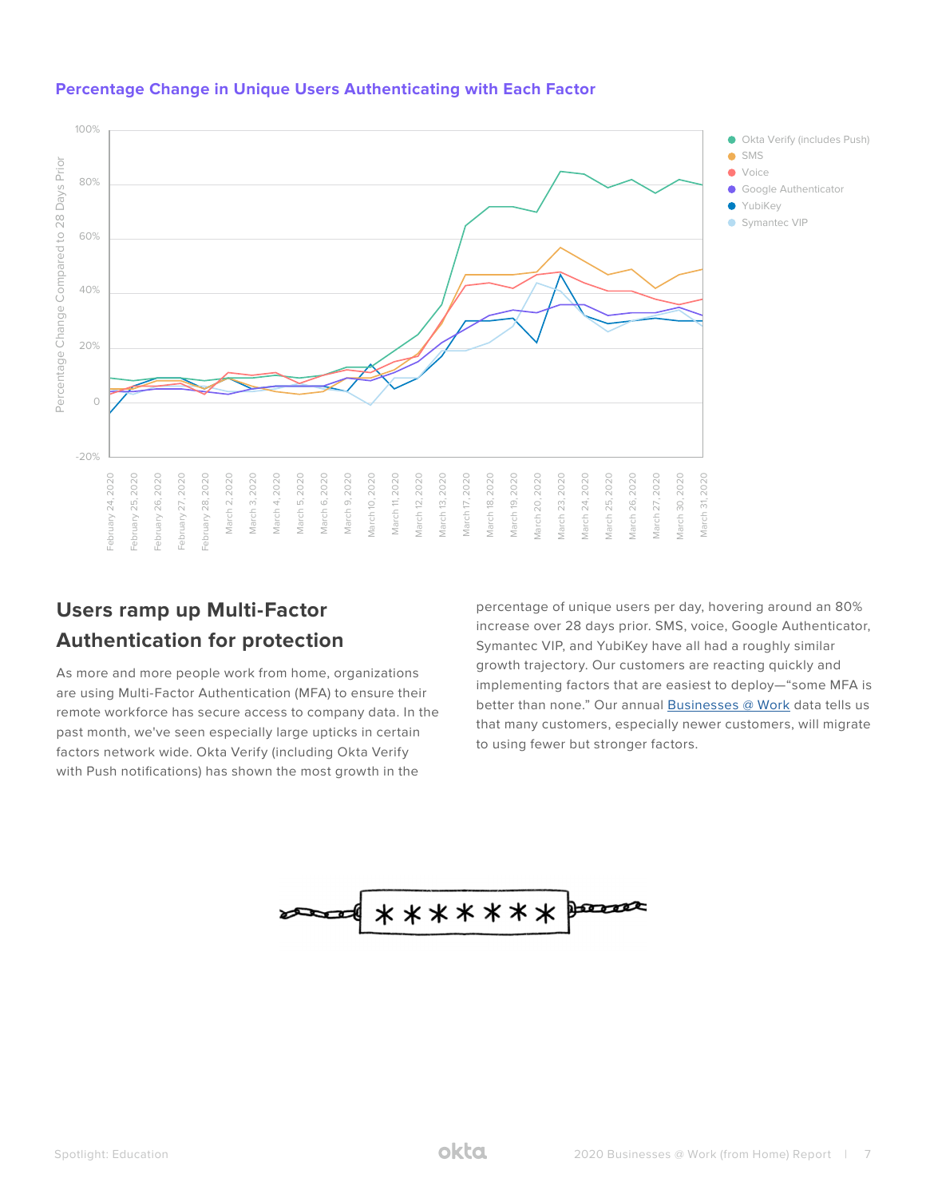**Percentage Change in Unique Users Authenticating with Each Factor**

## Users ramp up Multi-Factor Authentication for protection

As more and more people work from home, organizations are using Multi-Factor Authentication (MFA) to ensure their remote workforce has secure access to company data. In the past month, we've seen especially large upticks in certain factors network wide. Okta Verify (including Okta Verify with Push notifications) has shown the most growth in the percentage of unique users per day, hovering around an 80% increase over 28 days prior. SMS, voice, Google Authenticator, Symantec VIP, and YubiKey have all had a roughly similar growth trajectory. Our customers are reacting quickly and implementing factors that are easiest to deploy—"some MFA is better than none." Our annual Businesses @ Work data tells us that many customers, especially newer customers, will migrate to using fewer but stronger factors.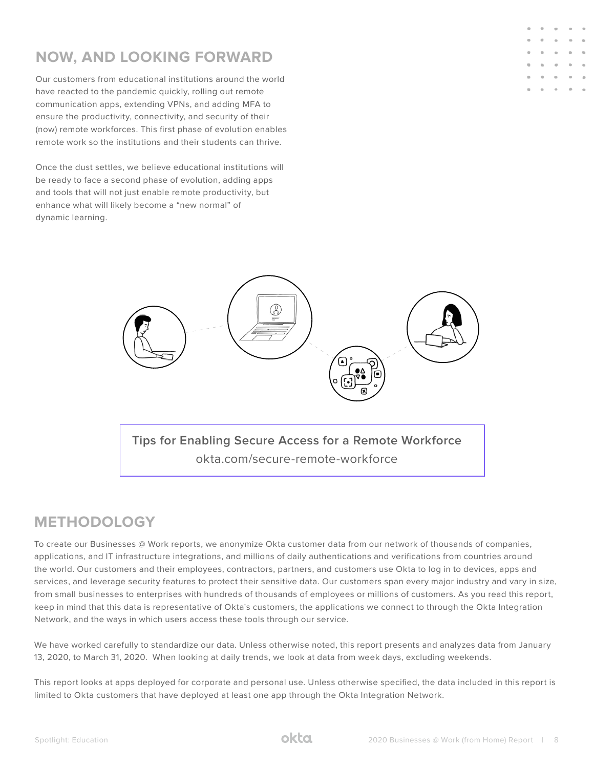## NOW, AND LOOKING FORWARD

Our customers from educational institutions around the world have reacted to the pandemic quickly, rolling out remote communication apps, extending VPNs, and adding MFA to ensure the productivity, connectivity, and security of their (now) remote workforces. This first phase of evolution enables remote work so the institutions and their students can thrive.

Once the dust settles, we believe educational institutions will be ready to face a second phase of evolution, adding apps and tools that will not just enable remote productivity, but enhance what will likely become a "new normal" of dynamic learning.

**Tips for Enabling Secure Access for a Remote Workforce**
okta.com/secure-remote-workforce

## METHODOLOGY

To create our Businesses @ Work reports, we anonymize Okta customer data from our network of thousands of companies, applications, and IT infrastructure integrations, and millions of daily authentications and verifications from countries around the world. Our customers and their employees, contractors, partners, and customers use Okta to log in to devices, apps and services, and leverage security features to protect their sensitive data. Our customers span every major industry and vary in size, from small businesses to enterprises with hundreds of thousands of employees or millions of customers. As you read this report, keep in mind that this data is representative of Okta's customers, the applications we connect to through the Okta Integration Network, and the ways in which users access these tools through our service.

We have worked carefully to standardize our data. Unless otherwise noted, this report presents and analyzes data from January 13, 2020, to March 31, 2020. When looking at daily trends, we look at data from week days, excluding weekends.

This report looks at apps deployed for corporate and personal use. Unless otherwise specified, the data included in this report is limited to Okta customers that have deployed at least one app through the Okta Integration Network.